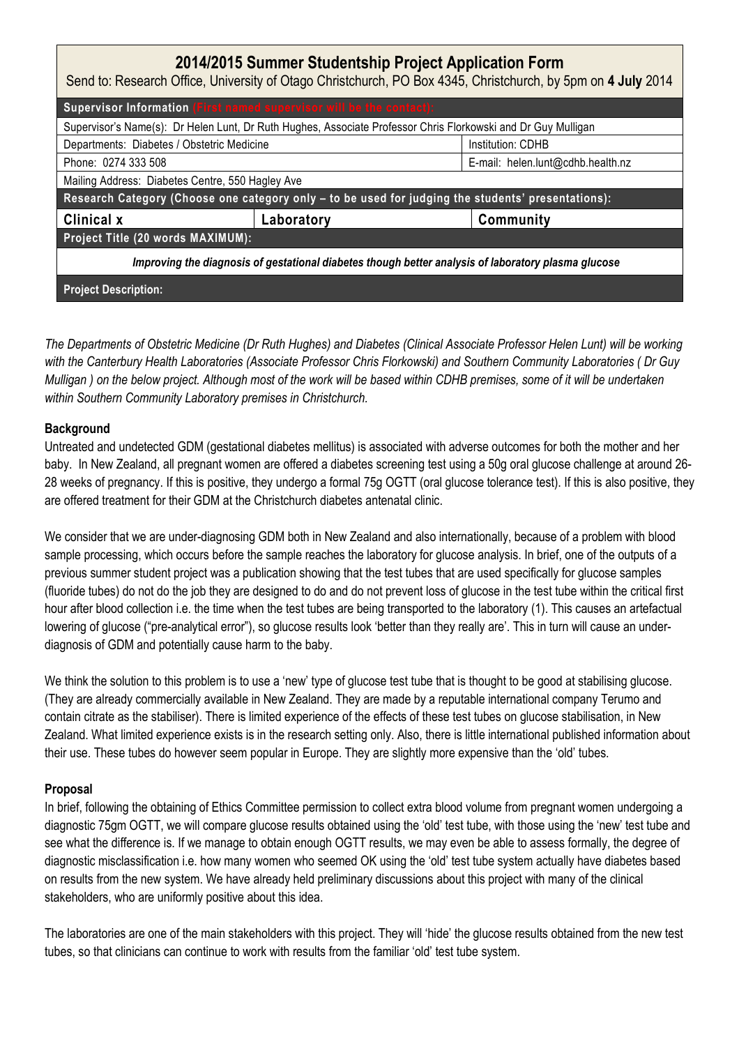# 2014/2015 Summer Studentship Project Application Form

Send to: Research Office, University of Otago Christchurch, PO Box 4345, Christchurch, by 5pm on **4 July** 2014

| **Supervisor Information** (First named supervisor will be the contact): | | |
|---|---|---|
| Supervisor's Name(s): Dr Helen Lunt, Dr Ruth Hughes, Associate Professor Chris Florkowski and Dr Guy Mulligan | | |
| Departments: Diabetes / Obstetric Medicine | | Institution: CDHB |
| Phone: 0274 333 508 | | E-mail: helen.lunt@cdhb.health.nz |
| Mailing Address: Diabetes Centre, 550 Hagley Ave | | |
| **Research Category (Choose one category only – to be used for judging the students' presentations):** | | |
| **Clinical x** | **Laboratory** | **Community** |
| **Project Title (20 words MAXIMUM):** | | |
| ***Improving the diagnosis of gestational diabetes though better analysis of laboratory plasma glucose*** | | |
| **Project Description:** | | |

*The Departments of Obstetric Medicine (Dr Ruth Hughes) and Diabetes (Clinical Associate Professor Helen Lunt) will be working with the Canterbury Health Laboratories (Associate Professor Chris Florkowski) and Southern Community Laboratories ( Dr Guy Mulligan ) on the below project. Although most of the work will be based within CDHB premises, some of it will be undertaken within Southern Community Laboratory premises in Christchurch.*

## Background

Untreated and undetected GDM (gestational diabetes mellitus) is associated with adverse outcomes for both the mother and her baby. In New Zealand, all pregnant women are offered a diabetes screening test using a 50g oral glucose challenge at around 26-28 weeks of pregnancy. If this is positive, they undergo a formal 75g OGTT (oral glucose tolerance test). If this is also positive, they are offered treatment for their GDM at the Christchurch diabetes antenatal clinic.

We consider that we are under-diagnosing GDM both in New Zealand and also internationally, because of a problem with blood sample processing, which occurs before the sample reaches the laboratory for glucose analysis. In brief, one of the outputs of a previous summer student project was a publication showing that the test tubes that are used specifically for glucose samples (fluoride tubes) do not do the job they are designed to do and do not prevent loss of glucose in the test tube within the critical first hour after blood collection i.e. the time when the test tubes are being transported to the laboratory (1). This causes an artefactual lowering of glucose ("pre-analytical error"), so glucose results look 'better than they really are'. This in turn will cause an under-diagnosis of GDM and potentially cause harm to the baby.

We think the solution to this problem is to use a 'new' type of glucose test tube that is thought to be good at stabilising glucose. (They are already commercially available in New Zealand. They are made by a reputable international company Terumo and contain citrate as the stabiliser). There is limited experience of the effects of these test tubes on glucose stabilisation, in New Zealand. What limited experience exists is in the research setting only. Also, there is little international published information about their use. These tubes do however seem popular in Europe. They are slightly more expensive than the 'old' tubes.

## Proposal

In brief, following the obtaining of Ethics Committee permission to collect extra blood volume from pregnant women undergoing a diagnostic 75gm OGTT, we will compare glucose results obtained using the 'old' test tube, with those using the 'new' test tube and see what the difference is. If we manage to obtain enough OGTT results, we may even be able to assess formally, the degree of diagnostic misclassification i.e. how many women who seemed OK using the 'old' test tube system actually have diabetes based on results from the new system. We have already held preliminary discussions about this project with many of the clinical stakeholders, who are uniformly positive about this idea.

The laboratories are one of the main stakeholders with this project. They will 'hide' the glucose results obtained from the new test tubes, so that clinicians can continue to work with results from the familiar 'old' test tube system.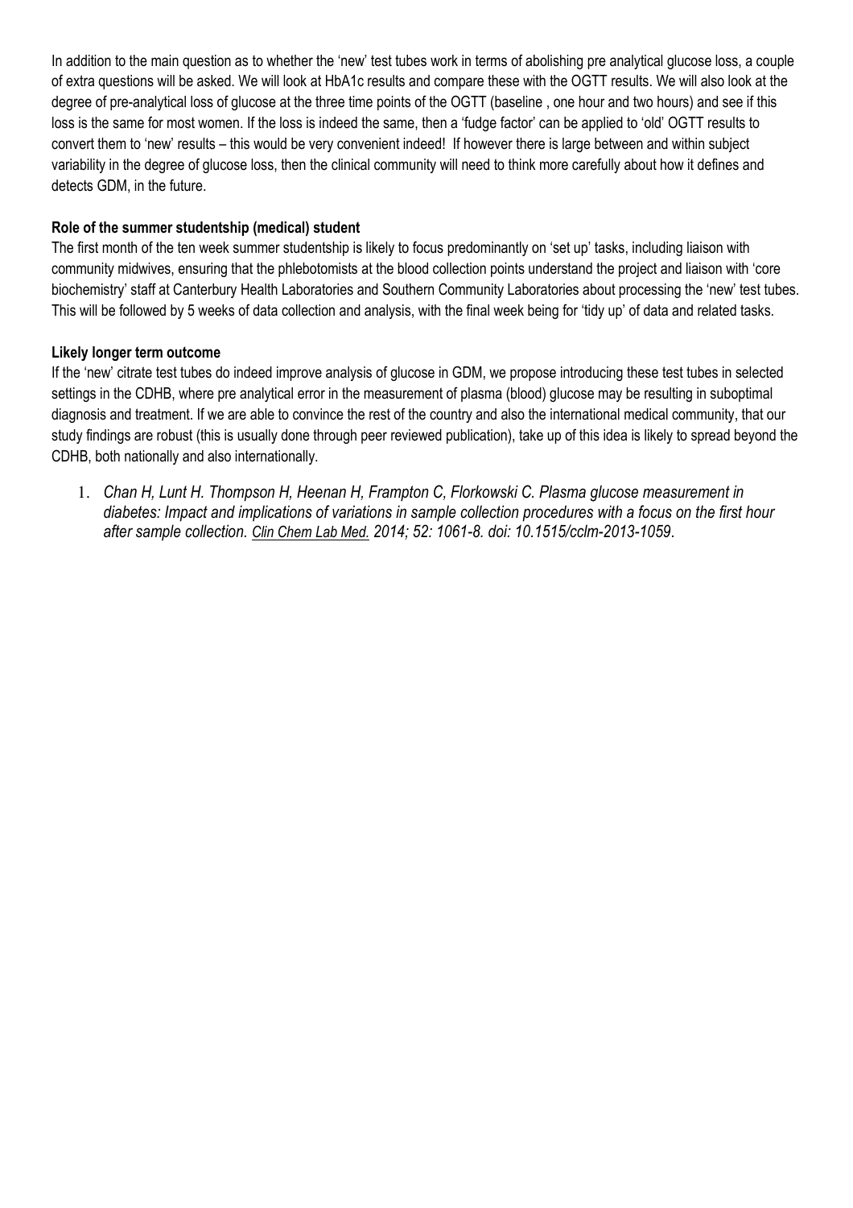In addition to the main question as to whether the 'new' test tubes work in terms of abolishing pre analytical glucose loss, a couple of extra questions will be asked. We will look at HbA1c results and compare these with the OGTT results. We will also look at the degree of pre-analytical loss of glucose at the three time points of the OGTT (baseline , one hour and two hours) and see if this loss is the same for most women. If the loss is indeed the same, then a 'fudge factor' can be applied to 'old' OGTT results to convert them to 'new' results – this would be very convenient indeed! If however there is large between and within subject variability in the degree of glucose loss, then the clinical community will need to think more carefully about how it defines and detects GDM, in the future.

**Role of the summer studentship (medical) student**

The first month of the ten week summer studentship is likely to focus predominantly on 'set up' tasks, including liaison with community midwives, ensuring that the phlebotomists at the blood collection points understand the project and liaison with 'core biochemistry' staff at Canterbury Health Laboratories and Southern Community Laboratories about processing the 'new' test tubes. This will be followed by 5 weeks of data collection and analysis, with the final week being for 'tidy up' of data and related tasks.

**Likely longer term outcome**

If the 'new' citrate test tubes do indeed improve analysis of glucose in GDM, we propose introducing these test tubes in selected settings in the CDHB, where pre analytical error in the measurement of plasma (blood) glucose may be resulting in suboptimal diagnosis and treatment. If we are able to convince the rest of the country and also the international medical community, that our study findings are robust (this is usually done through peer reviewed publication), take up of this idea is likely to spread beyond the CDHB, both nationally and also internationally.

1. *Chan H, Lunt H. Thompson H, Heenan H, Frampton C, Florkowski C. Plasma glucose measurement in diabetes: Impact and implications of variations in sample collection procedures with a focus on the first hour after sample collection. Clin Chem Lab Med. 2014; 52: 1061-8. doi: 10.1515/cclm-2013-1059*.